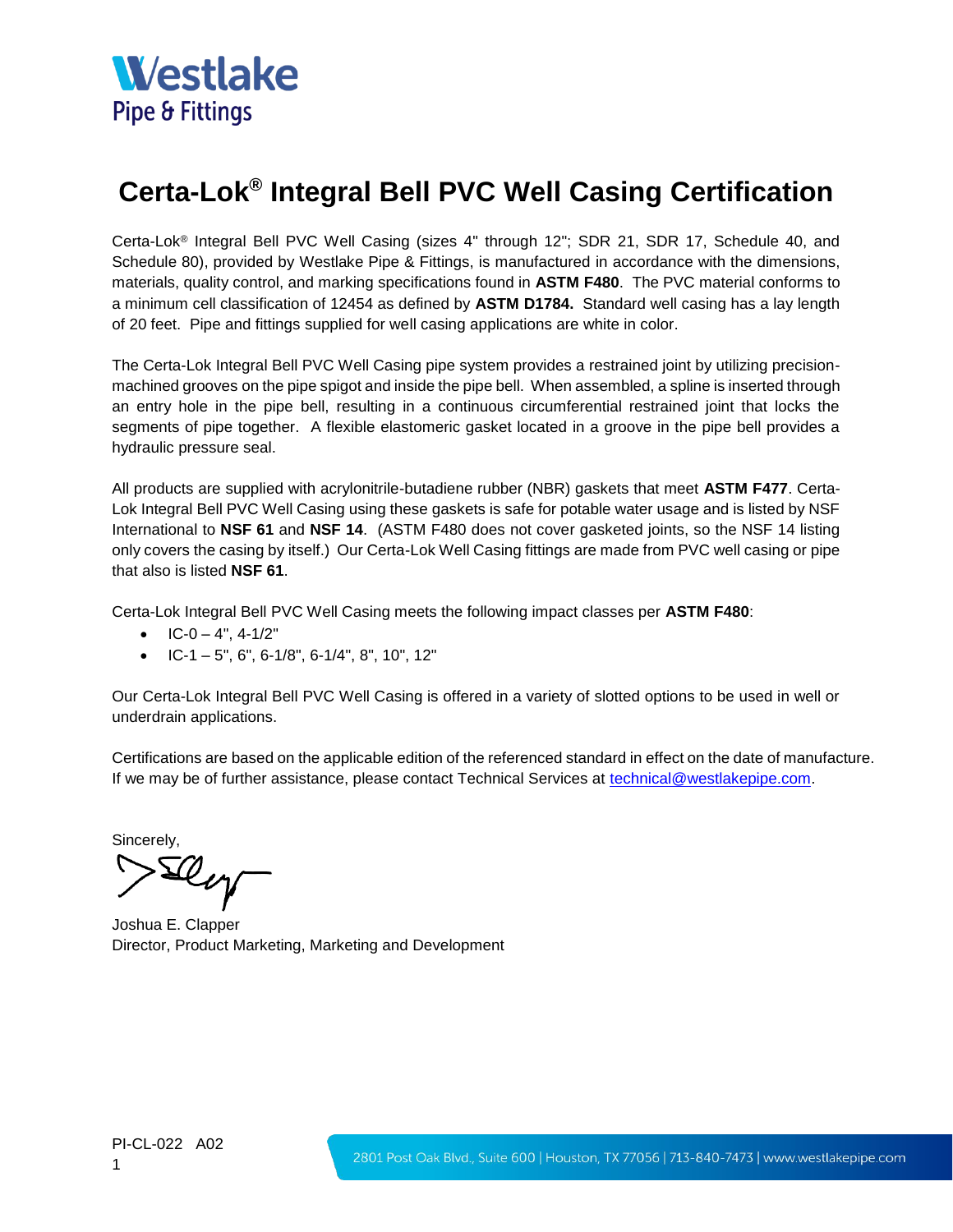Westlake
Pipe & Fittings

# Certa-Lok® Integral Bell PVC Well Casing Certification

Certa-Lok® Integral Bell PVC Well Casing (sizes 4" through 12"; SDR 21, SDR 17, Schedule 40, and Schedule 80), provided by Westlake Pipe & Fittings, is manufactured in accordance with the dimensions, materials, quality control, and marking specifications found in **ASTM F480**. The PVC material conforms to a minimum cell classification of 12454 as defined by **ASTM D1784.** Standard well casing has a lay length of 20 feet. Pipe and fittings supplied for well casing applications are white in color.

The Certa-Lok Integral Bell PVC Well Casing pipe system provides a restrained joint by utilizing precision-machined grooves on the pipe spigot and inside the pipe bell. When assembled, a spline is inserted through an entry hole in the pipe bell, resulting in a continuous circumferential restrained joint that locks the segments of pipe together. A flexible elastomeric gasket located in a groove in the pipe bell provides a hydraulic pressure seal.

All products are supplied with acrylonitrile-butadiene rubber (NBR) gaskets that meet **ASTM F477**. Certa-Lok Integral Bell PVC Well Casing using these gaskets is safe for potable water usage and is listed by NSF International to **NSF 61** and **NSF 14**. (ASTM F480 does not cover gasketed joints, so the NSF 14 listing only covers the casing by itself.) Our Certa-Lok Well Casing fittings are made from PVC well casing or pipe that also is listed **NSF 61**.

Certa-Lok Integral Bell PVC Well Casing meets the following impact classes per **ASTM F480**:

- IC-0 – 4", 4-1/2"
- IC-1 – 5", 6", 6-1/8", 6-1/4", 8", 10", 12"

Our Certa-Lok Integral Bell PVC Well Casing is offered in a variety of slotted options to be used in well or underdrain applications.

Certifications are based on the applicable edition of the referenced standard in effect on the date of manufacture. If we may be of further assistance, please contact Technical Services at technical@westlakepipe.com.

Sincerely,

Joshua E. Clapper
Director, Product Marketing, Marketing and Development

PI-CL-022 A02

2801 Post Oak Blvd., Suite 600 | Houston, TX 77056 | 713-840-7473 | www.westlakepipe.com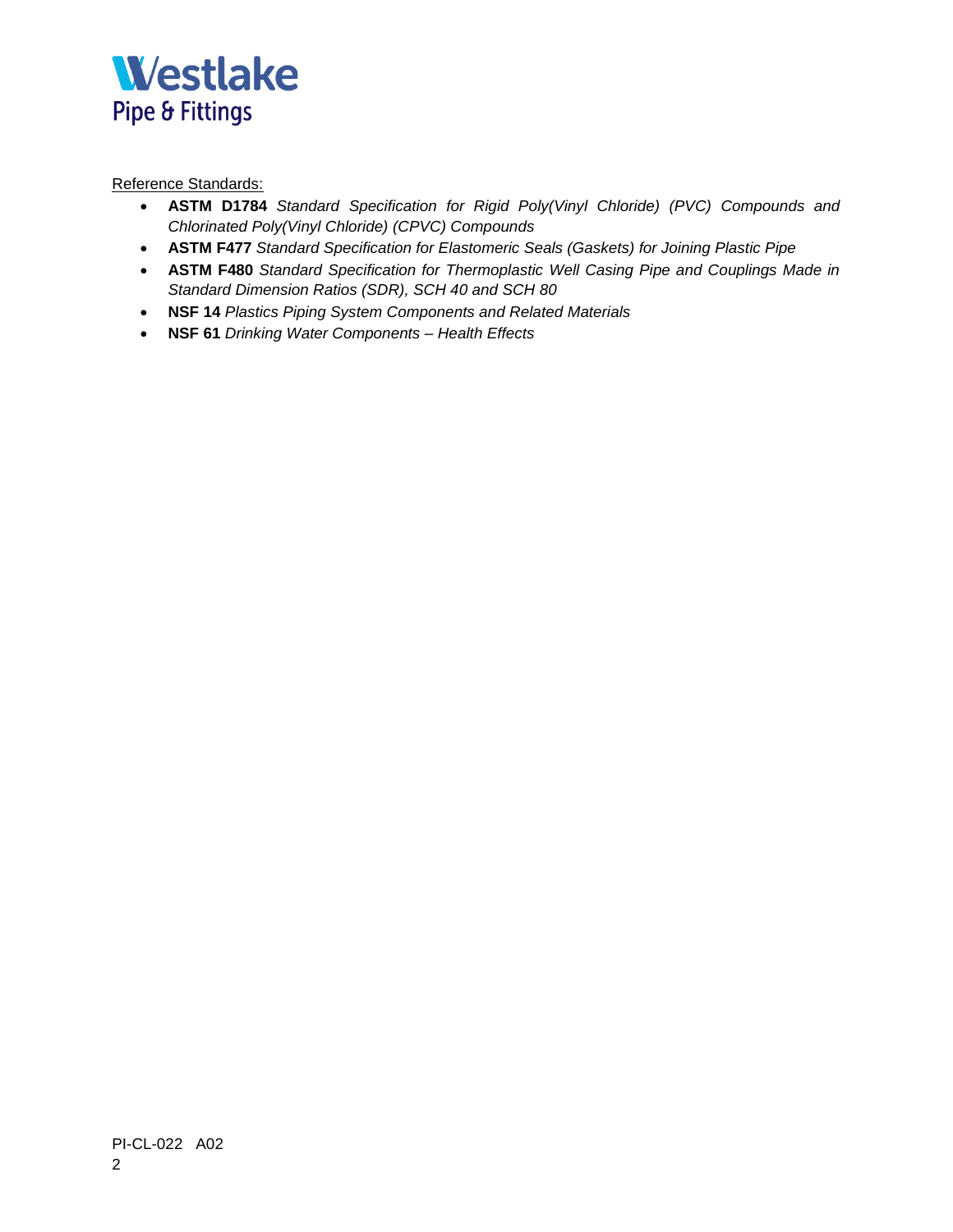Reference Standards:

- **ASTM D1784** *Standard Specification for Rigid Poly(Vinyl Chloride) (PVC) Compounds and Chlorinated Poly(Vinyl Chloride) (CPVC) Compounds*
- **ASTM F477** *Standard Specification for Elastomeric Seals (Gaskets) for Joining Plastic Pipe*
- **ASTM F480** *Standard Specification for Thermoplastic Well Casing Pipe and Couplings Made in Standard Dimension Ratios (SDR), SCH 40 and SCH 80*
- **NSF 14** *Plastics Piping System Components and Related Materials*
- **NSF 61** *Drinking Water Components – Health Effects*

PI-CL-022 A02